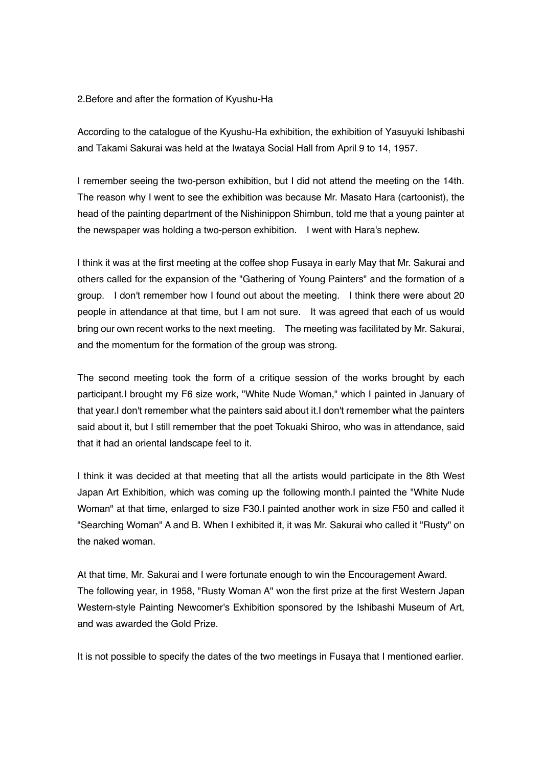## 2.Before and after the formation of Kyushu-Ha

According to the catalogue of the Kyushu-Ha exhibition, the exhibition of Yasuyuki Ishibashi and Takami Sakurai was held at the Iwataya Social Hall from April 9 to 14, 1957.

I remember seeing the two-person exhibition, but I did not attend the meeting on the 14th. The reason why I went to see the exhibition was because Mr. Masato Hara (cartoonist), the head of the painting department of the Nishinippon Shimbun, told me that a young painter at the newspaper was holding a two-person exhibition.　I went with Hara's nephew.

I think it was at the first meeting at the coffee shop Fusaya in early May that Mr. Sakurai and others called for the expansion of the "Gathering of Young Painters" and the formation of a group.　I don't remember how I found out about the meeting.　I think there were about 20 people in attendance at that time, but I am not sure.　It was agreed that each of us would bring our own recent works to the next meeting.　The meeting was facilitated by Mr. Sakurai, and the momentum for the formation of the group was strong.

The second meeting took the form of a critique session of the works brought by each participant.I brought my F6 size work, "White Nude Woman," which I painted in January of that year.I don't remember what the painters said about it.I don't remember what the painters said about it, but I still remember that the poet Tokuaki Shiroo, who was in attendance, said that it had an oriental landscape feel to it.

I think it was decided at that meeting that all the artists would participate in the 8th West Japan Art Exhibition, which was coming up the following month.I painted the "White Nude Woman" at that time, enlarged to size F30.I painted another work in size F50 and called it "Searching Woman" A and B. When I exhibited it, it was Mr. Sakurai who called it "Rusty" on the naked woman.

At that time, Mr. Sakurai and I were fortunate enough to win the Encouragement Award.
The following year, in 1958, "Rusty Woman A" won the first prize at the first Western Japan Western-style Painting Newcomer's Exhibition sponsored by the Ishibashi Museum of Art, and was awarded the Gold Prize.

It is not possible to specify the dates of the two meetings in Fusaya that I mentioned earlier.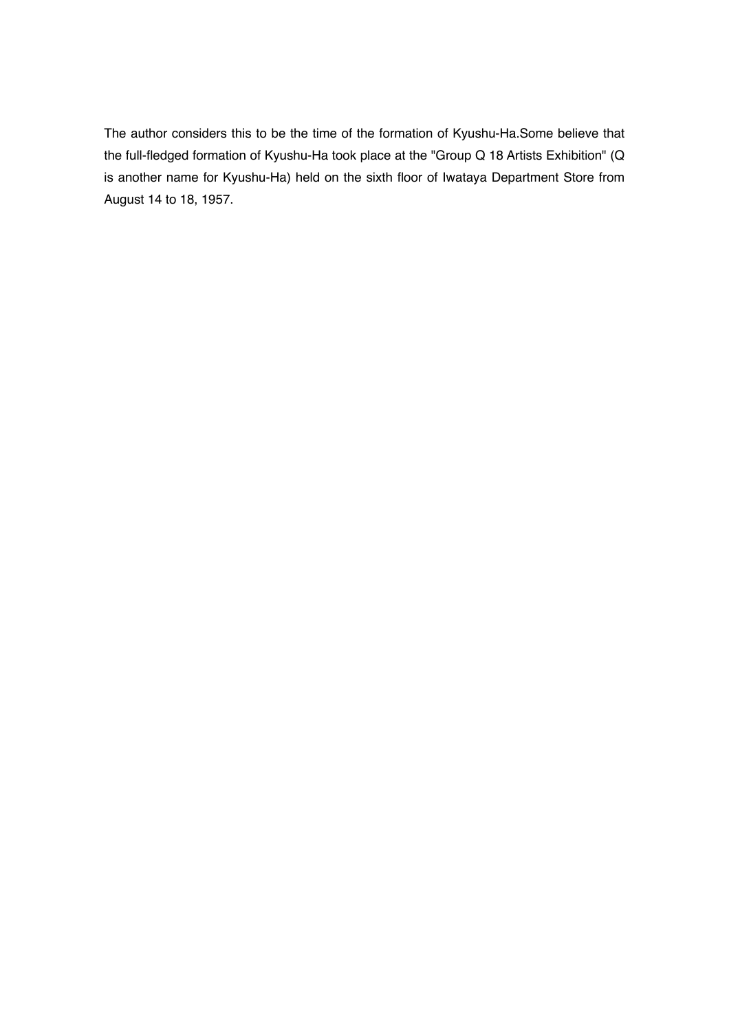The author considers this to be the time of the formation of Kyushu-Ha.Some believe that the full-fledged formation of Kyushu-Ha took place at the "Group Q 18 Artists Exhibition" (Q is another name for Kyushu-Ha) held on the sixth floor of Iwataya Department Store from August 14 to 18, 1957.